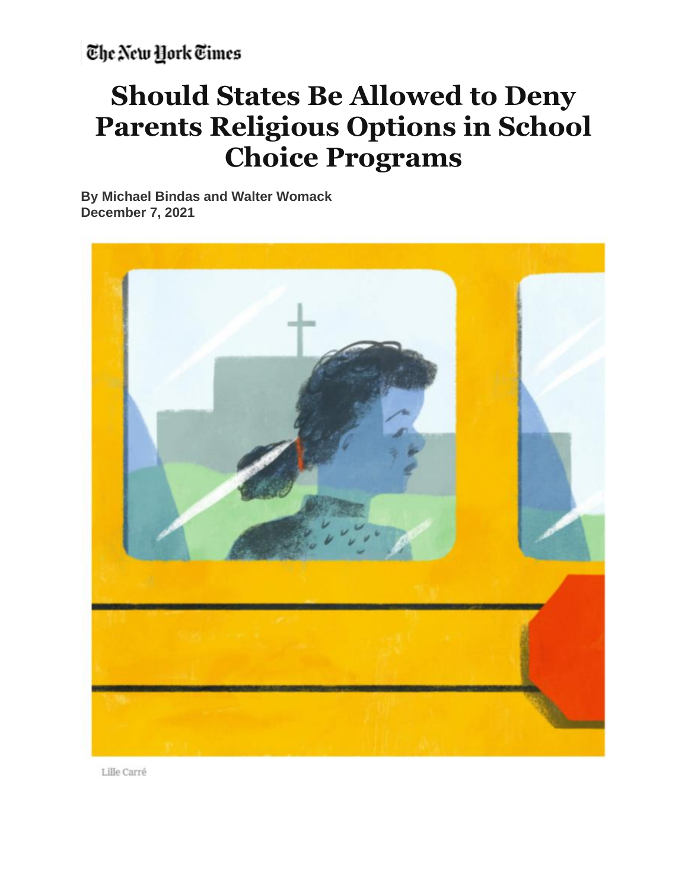The New York Times

# Should States Be Allowed to Deny Parents Religious Options in School Choice Programs

**By Michael Bindas and Walter Womack**
**December 7, 2021**

Lille Carré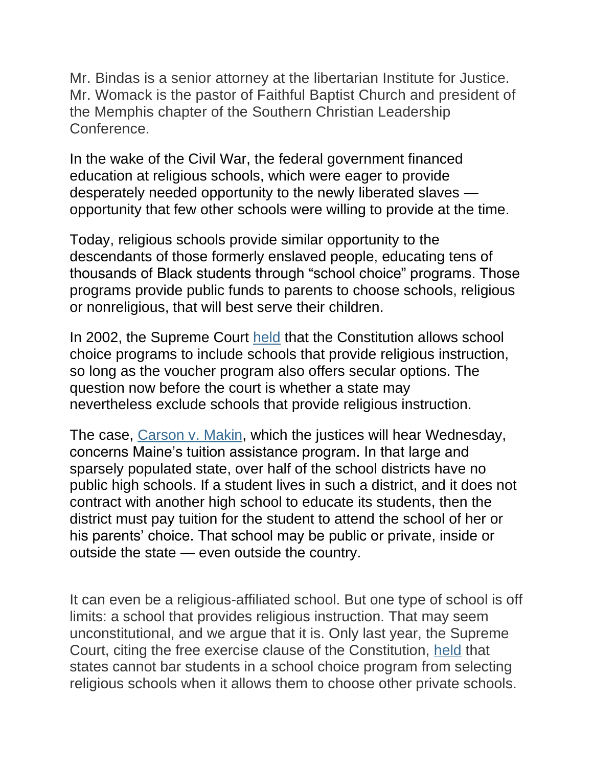Mr. Bindas is a senior attorney at the libertarian Institute for Justice. Mr. Womack is the pastor of Faithful Baptist Church and president of the Memphis chapter of the Southern Christian Leadership Conference.

In the wake of the Civil War, the federal government financed education at religious schools, which were eager to provide desperately needed opportunity to the newly liberated slaves — opportunity that few other schools were willing to provide at the time.

Today, religious schools provide similar opportunity to the descendants of those formerly enslaved people, educating tens of thousands of Black students through "school choice" programs. Those programs provide public funds to parents to choose schools, religious or nonreligious, that will best serve their children.

In 2002, the Supreme Court held that the Constitution allows school choice programs to include schools that provide religious instruction, so long as the voucher program also offers secular options. The question now before the court is whether a state may nevertheless exclude schools that provide religious instruction.

The case, Carson v. Makin, which the justices will hear Wednesday, concerns Maine's tuition assistance program. In that large and sparsely populated state, over half of the school districts have no public high schools. If a student lives in such a district, and it does not contract with another high school to educate its students, then the district must pay tuition for the student to attend the school of her or his parents' choice. That school may be public or private, inside or outside the state — even outside the country.

It can even be a religious-affiliated school. But one type of school is off limits: a school that provides religious instruction. That may seem unconstitutional, and we argue that it is. Only last year, the Supreme Court, citing the free exercise clause of the Constitution, held that states cannot bar students in a school choice program from selecting religious schools when it allows them to choose other private schools.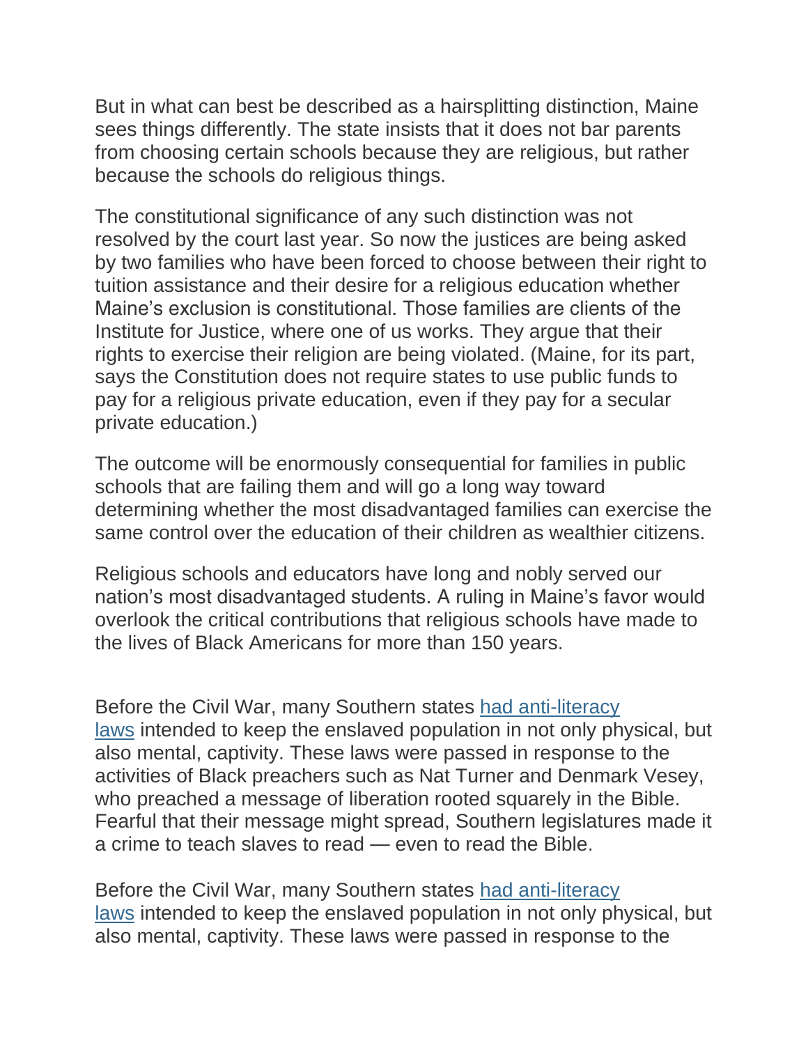But in what can best be described as a hairsplitting distinction, Maine sees things differently. The state insists that it does not bar parents from choosing certain schools because they are religious, but rather because the schools do religious things.

The constitutional significance of any such distinction was not resolved by the court last year. So now the justices are being asked by two families who have been forced to choose between their right to tuition assistance and their desire for a religious education whether Maine's exclusion is constitutional. Those families are clients of the Institute for Justice, where one of us works. They argue that their rights to exercise their religion are being violated. (Maine, for its part, says the Constitution does not require states to use public funds to pay for a religious private education, even if they pay for a secular private education.)

The outcome will be enormously consequential for families in public schools that are failing them and will go a long way toward determining whether the most disadvantaged families can exercise the same control over the education of their children as wealthier citizens.

Religious schools and educators have long and nobly served our nation's most disadvantaged students. A ruling in Maine's favor would overlook the critical contributions that religious schools have made to the lives of Black Americans for more than 150 years.

Before the Civil War, many Southern states had anti-literacy laws intended to keep the enslaved population in not only physical, but also mental, captivity. These laws were passed in response to the activities of Black preachers such as Nat Turner and Denmark Vesey, who preached a message of liberation rooted squarely in the Bible. Fearful that their message might spread, Southern legislatures made it a crime to teach slaves to read — even to read the Bible.

Before the Civil War, many Southern states had anti-literacy laws intended to keep the enslaved population in not only physical, but also mental, captivity. These laws were passed in response to the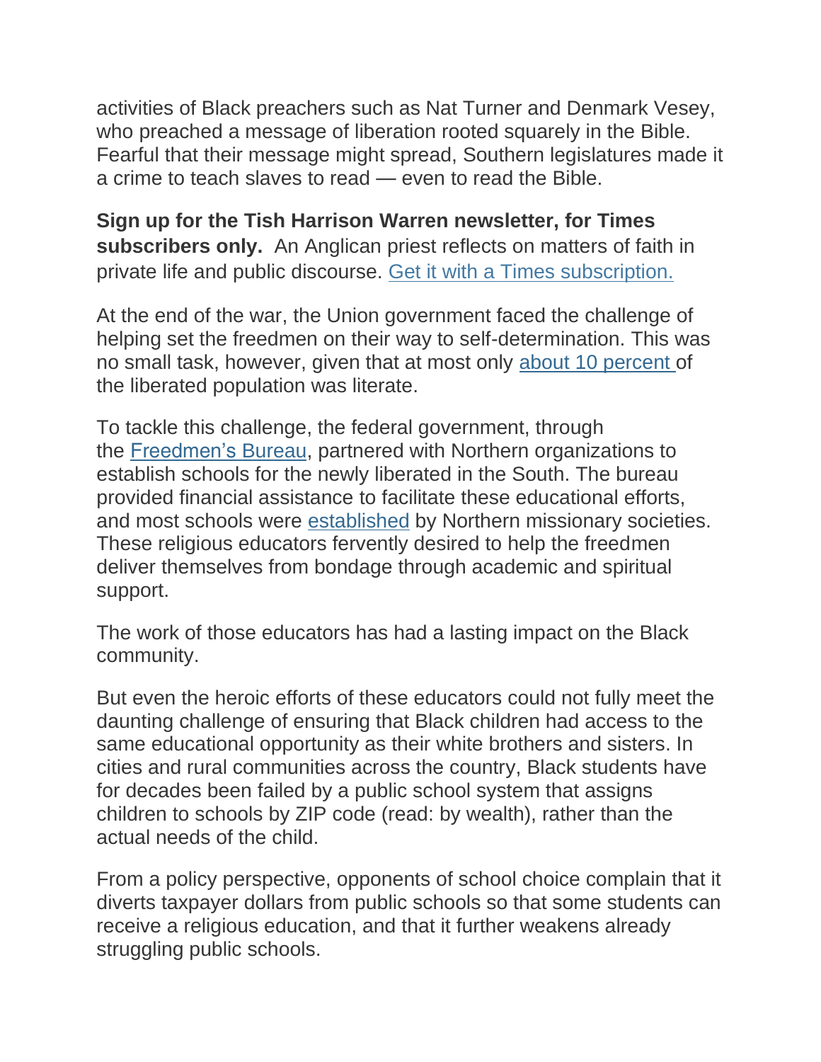activities of Black preachers such as Nat Turner and Denmark Vesey, who preached a message of liberation rooted squarely in the Bible. Fearful that their message might spread, Southern legislatures made it a crime to teach slaves to read — even to read the Bible.

**Sign up for the Tish Harrison Warren newsletter, for Times subscribers only.** An Anglican priest reflects on matters of faith in private life and public discourse. Get it with a Times subscription.

At the end of the war, the Union government faced the challenge of helping set the freedmen on their way to self-determination. This was no small task, however, given that at most only about 10 percent of the liberated population was literate.

To tackle this challenge, the federal government, through the Freedmen's Bureau, partnered with Northern organizations to establish schools for the newly liberated in the South. The bureau provided financial assistance to facilitate these educational efforts, and most schools were established by Northern missionary societies. These religious educators fervently desired to help the freedmen deliver themselves from bondage through academic and spiritual support.

The work of those educators has had a lasting impact on the Black community.

But even the heroic efforts of these educators could not fully meet the daunting challenge of ensuring that Black children had access to the same educational opportunity as their white brothers and sisters. In cities and rural communities across the country, Black students have for decades been failed by a public school system that assigns children to schools by ZIP code (read: by wealth), rather than the actual needs of the child.

From a policy perspective, opponents of school choice complain that it diverts taxpayer dollars from public schools so that some students can receive a religious education, and that it further weakens already struggling public schools.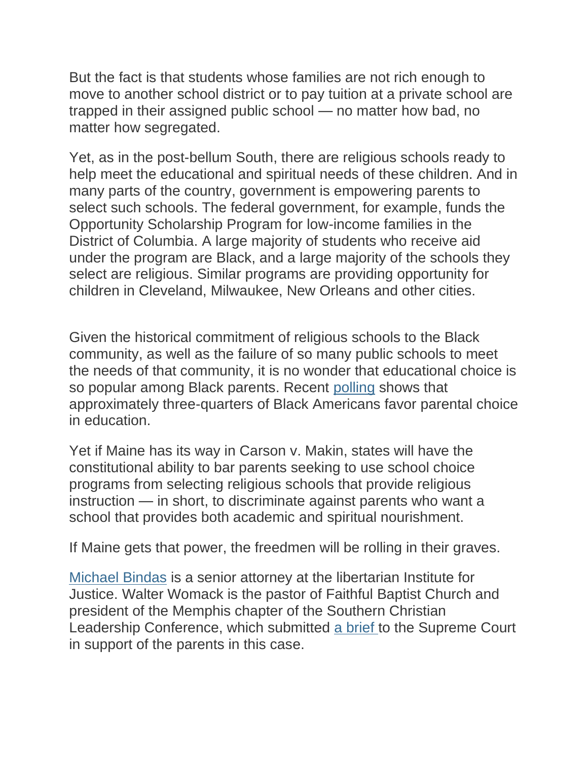But the fact is that students whose families are not rich enough to move to another school district or to pay tuition at a private school are trapped in their assigned public school — no matter how bad, no matter how segregated.

Yet, as in the post-bellum South, there are religious schools ready to help meet the educational and spiritual needs of these children. And in many parts of the country, government is empowering parents to select such schools. The federal government, for example, funds the Opportunity Scholarship Program for low-income families in the District of Columbia. A large majority of students who receive aid under the program are Black, and a large majority of the schools they select are religious. Similar programs are providing opportunity for children in Cleveland, Milwaukee, New Orleans and other cities.

Given the historical commitment of religious schools to the Black community, as well as the failure of so many public schools to meet the needs of that community, it is no wonder that educational choice is so popular among Black parents. Recent polling shows that approximately three-quarters of Black Americans favor parental choice in education.

Yet if Maine has its way in Carson v. Makin, states will have the constitutional ability to bar parents seeking to use school choice programs from selecting religious schools that provide religious instruction — in short, to discriminate against parents who want a school that provides both academic and spiritual nourishment.

If Maine gets that power, the freedmen will be rolling in their graves.

Michael Bindas is a senior attorney at the libertarian Institute for Justice. Walter Womack is the pastor of Faithful Baptist Church and president of the Memphis chapter of the Southern Christian Leadership Conference, which submitted a brief to the Supreme Court in support of the parents in this case.